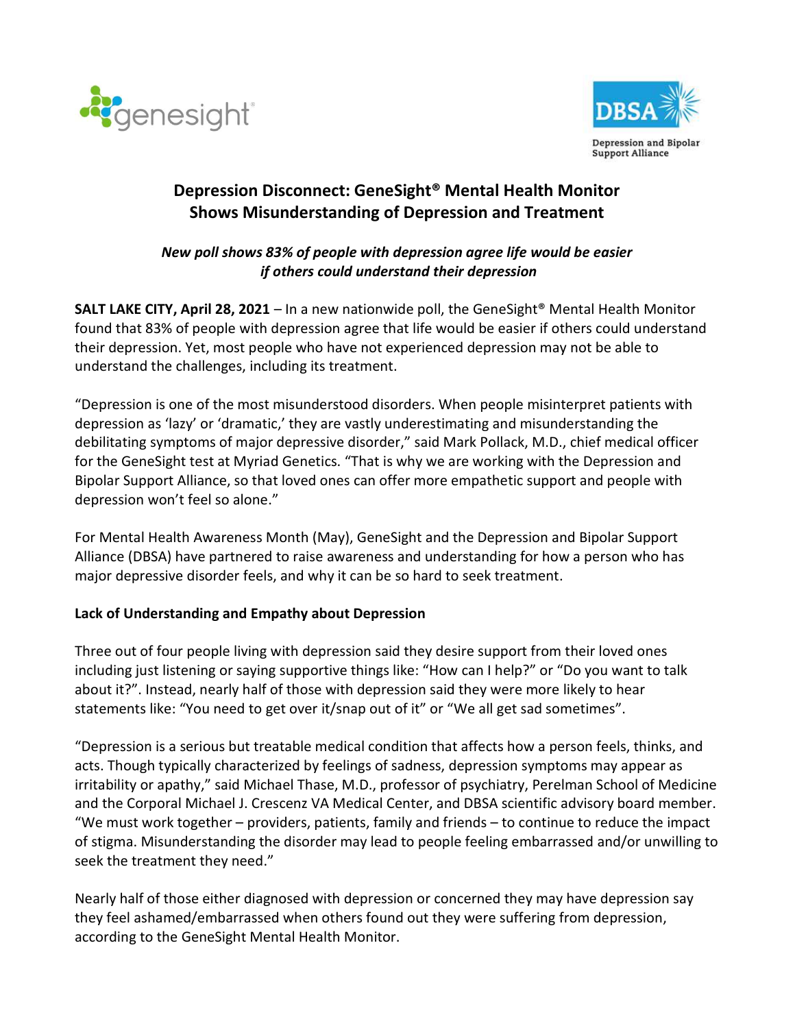# Depression Disconnect: GeneSight® Mental Health Monitor Shows Misunderstanding of Depression and Treatment

*New poll shows 83% of people with depression agree life would be easier if others could understand their depression*

**SALT LAKE CITY, April 28, 2021** – In a new nationwide poll, the GeneSight® Mental Health Monitor found that 83% of people with depression agree that life would be easier if others could understand their depression. Yet, most people who have not experienced depression may not be able to understand the challenges, including its treatment.

"Depression is one of the most misunderstood disorders. When people misinterpret patients with depression as 'lazy' or 'dramatic,' they are vastly underestimating and misunderstanding the debilitating symptoms of major depressive disorder," said Mark Pollack, M.D., chief medical officer for the GeneSight test at Myriad Genetics. "That is why we are working with the Depression and Bipolar Support Alliance, so that loved ones can offer more empathetic support and people with depression won't feel so alone."

For Mental Health Awareness Month (May), GeneSight and the Depression and Bipolar Support Alliance (DBSA) have partnered to raise awareness and understanding for how a person who has major depressive disorder feels, and why it can be so hard to seek treatment.

**Lack of Understanding and Empathy about Depression**

Three out of four people living with depression said they desire support from their loved ones including just listening or saying supportive things like: "How can I help?" or "Do you want to talk about it?". Instead, nearly half of those with depression said they were more likely to hear statements like: "You need to get over it/snap out of it" or "We all get sad sometimes".

"Depression is a serious but treatable medical condition that affects how a person feels, thinks, and acts. Though typically characterized by feelings of sadness, depression symptoms may appear as irritability or apathy," said Michael Thase, M.D., professor of psychiatry, Perelman School of Medicine and the Corporal Michael J. Crescenz VA Medical Center, and DBSA scientific advisory board member. "We must work together – providers, patients, family and friends – to continue to reduce the impact of stigma. Misunderstanding the disorder may lead to people feeling embarrassed and/or unwilling to seek the treatment they need."

Nearly half of those either diagnosed with depression or concerned they may have depression say they feel ashamed/embarrassed when others found out they were suffering from depression, according to the GeneSight Mental Health Monitor.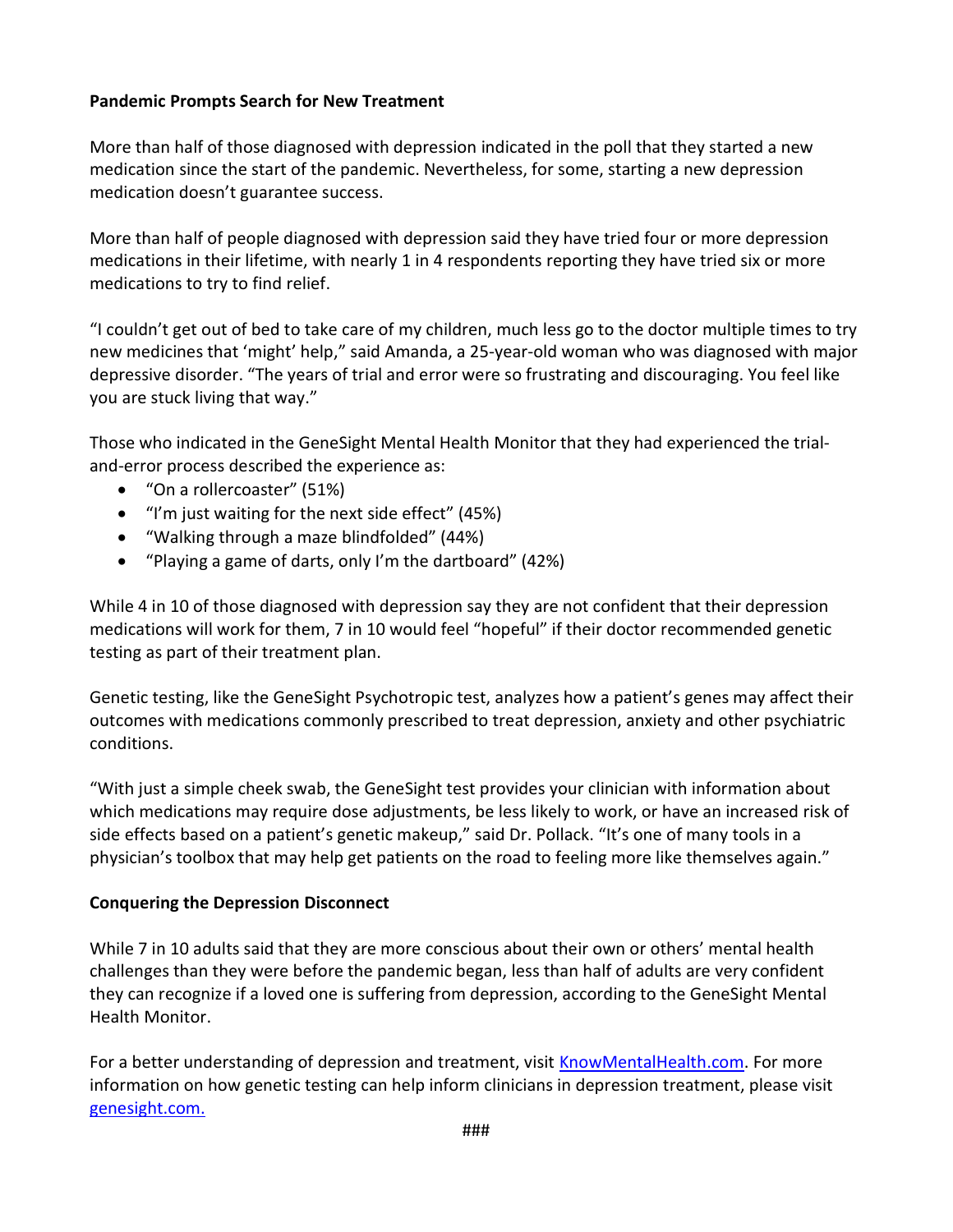**Pandemic Prompts Search for New Treatment**

More than half of those diagnosed with depression indicated in the poll that they started a new medication since the start of the pandemic. Nevertheless, for some, starting a new depression medication doesn't guarantee success.

More than half of people diagnosed with depression said they have tried four or more depression medications in their lifetime, with nearly 1 in 4 respondents reporting they have tried six or more medications to try to find relief.

"I couldn't get out of bed to take care of my children, much less go to the doctor multiple times to try new medicines that 'might' help," said Amanda, a 25-year-old woman who was diagnosed with major depressive disorder. "The years of trial and error were so frustrating and discouraging. You feel like you are stuck living that way."

Those who indicated in the GeneSight Mental Health Monitor that they had experienced the trial-and-error process described the experience as:

- "On a rollercoaster" (51%)
- "I'm just waiting for the next side effect" (45%)
- "Walking through a maze blindfolded" (44%)
- "Playing a game of darts, only I'm the dartboard" (42%)

While 4 in 10 of those diagnosed with depression say they are not confident that their depression medications will work for them, 7 in 10 would feel "hopeful" if their doctor recommended genetic testing as part of their treatment plan.

Genetic testing, like the GeneSight Psychotropic test, analyzes how a patient's genes may affect their outcomes with medications commonly prescribed to treat depression, anxiety and other psychiatric conditions.

"With just a simple cheek swab, the GeneSight test provides your clinician with information about which medications may require dose adjustments, be less likely to work, or have an increased risk of side effects based on a patient's genetic makeup," said Dr. Pollack. "It's one of many tools in a physician's toolbox that may help get patients on the road to feeling more like themselves again."

**Conquering the Depression Disconnect**

While 7 in 10 adults said that they are more conscious about their own or others' mental health challenges than they were before the pandemic began, less than half of adults are very confident they can recognize if a loved one is suffering from depression, according to the GeneSight Mental Health Monitor.

For a better understanding of depression and treatment, visit [KnowMentalHealth.com](KnowMentalHealth.com). For more information on how genetic testing can help inform clinicians in depression treatment, please visit [genesight.com.](genesight.com)

###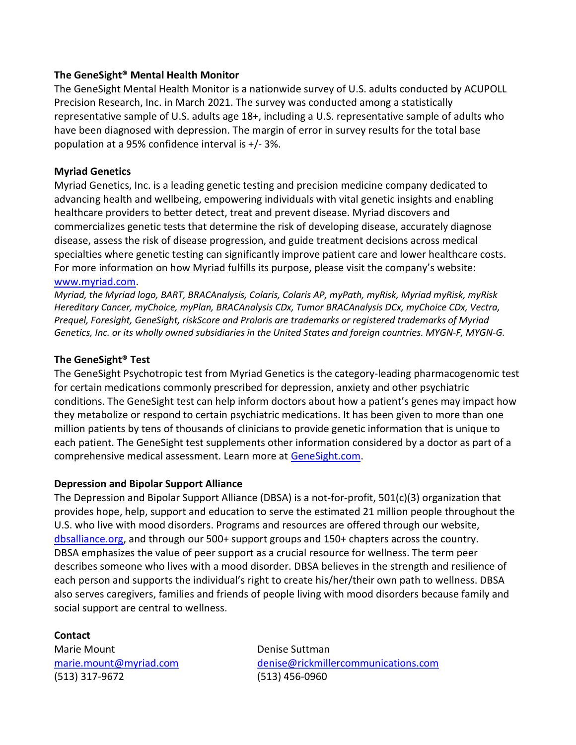**The GeneSight® Mental Health Monitor**

The GeneSight Mental Health Monitor is a nationwide survey of U.S. adults conducted by ACUPOLL Precision Research, Inc. in March 2021. The survey was conducted among a statistically representative sample of U.S. adults age 18+, including a U.S. representative sample of adults who have been diagnosed with depression. The margin of error in survey results for the total base population at a 95% confidence interval is +/- 3%.

**Myriad Genetics**

Myriad Genetics, Inc. is a leading genetic testing and precision medicine company dedicated to advancing health and wellbeing, empowering individuals with vital genetic insights and enabling healthcare providers to better detect, treat and prevent disease. Myriad discovers and commercializes genetic tests that determine the risk of developing disease, accurately diagnose disease, assess the risk of disease progression, and guide treatment decisions across medical specialties where genetic testing can significantly improve patient care and lower healthcare costs. For more information on how Myriad fulfills its purpose, please visit the company's website: [www.myriad.com](http://www.myriad.com).

*Myriad, the Myriad logo, BART, BRACAnalysis, Colaris, Colaris AP, myPath, myRisk, Myriad myRisk, myRisk Hereditary Cancer, myChoice, myPlan, BRACAnalysis CDx, Tumor BRACAnalysis DCx, myChoice CDx, Vectra, Prequel, Foresight, GeneSight, riskScore and Prolaris are trademarks or registered trademarks of Myriad Genetics, Inc. or its wholly owned subsidiaries in the United States and foreign countries. MYGN-F, MYGN-G.*

**The GeneSight® Test**

The GeneSight Psychotropic test from Myriad Genetics is the category-leading pharmacogenomic test for certain medications commonly prescribed for depression, anxiety and other psychiatric conditions. The GeneSight test can help inform doctors about how a patient's genes may impact how they metabolize or respond to certain psychiatric medications. It has been given to more than one million patients by tens of thousands of clinicians to provide genetic information that is unique to each patient. The GeneSight test supplements other information considered by a doctor as part of a comprehensive medical assessment. Learn more at [GeneSight.com](http://GeneSight.com).

**Depression and Bipolar Support Alliance**

The Depression and Bipolar Support Alliance (DBSA) is a not-for-profit, 501(c)(3) organization that provides hope, help, support and education to serve the estimated 21 million people throughout the U.S. who live with mood disorders. Programs and resources are offered through our website, [dbsalliance.org](http://dbsalliance.org), and through our 500+ support groups and 150+ chapters across the country. DBSA emphasizes the value of peer support as a crucial resource for wellness. The term peer describes someone who lives with a mood disorder. DBSA believes in the strength and resilience of each person and supports the individual's right to create his/her/their own path to wellness. DBSA also serves caregivers, families and friends of people living with mood disorders because family and social support are central to wellness.

**Contact**

Marie Mount
[marie.mount@myriad.com](mailto:marie.mount@myriad.com)
(513) 317-9672

Denise Suttman
[denise@rickmillercommunications.com](mailto:denise@rickmillercommunications.com)
(513) 456-0960